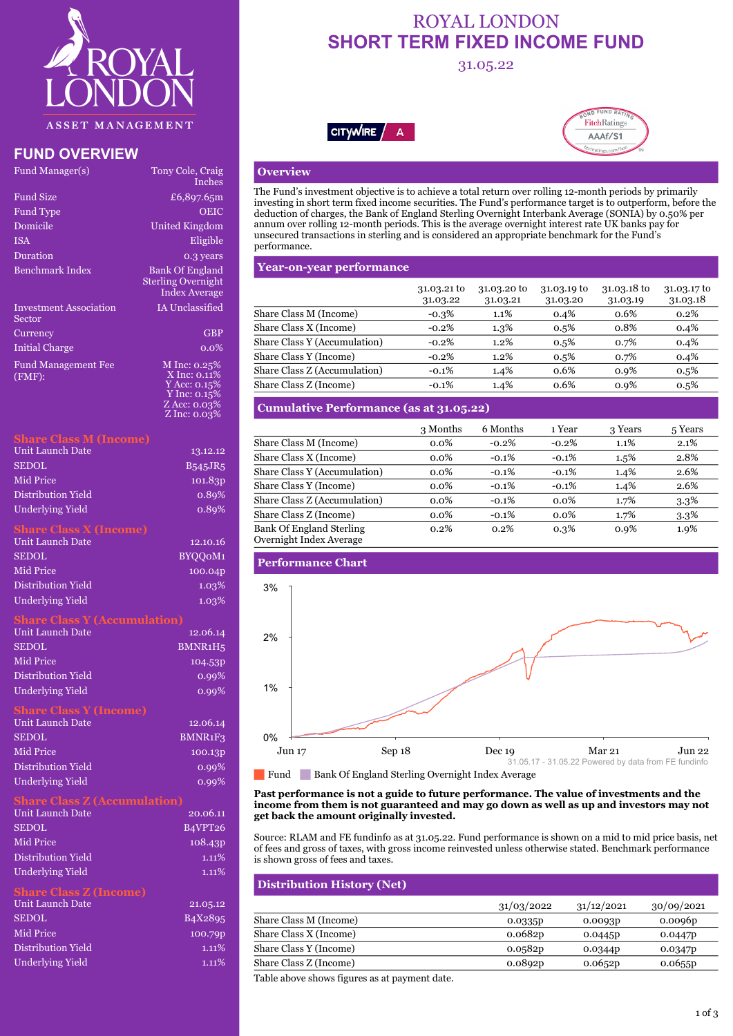# ROYAL LONDON
# SHORT TERM FIXED INCOME FUND

31.05.22

ROYAL LONDON ASSET MANAGEMENT

## FUND OVERVIEW

| | |
|---|---|
| Fund Manager(s) | Tony Cole, Craig Inches |
| Fund Size | £6,897.65m |
| Fund Type | OEIC |
| Domicile | United Kingdom |
| ISA | Eligible |
| Duration | 0.3 years |
| Benchmark Index | Bank Of England Sterling Overnight Index Average |
| Investment Association Sector | IA Unclassified |
| Currency | GBP |
| Initial Charge | 0.0% |
| Fund Management Fee (FMF): | M Inc: 0.25%<br>X Inc: 0.11%<br>Y Acc: 0.15%<br>Y Inc: 0.15%<br>Z Acc: 0.03%<br>Z Inc: 0.03% |

### Share Class M (Income)

| | |
|---|---|
| Unit Launch Date | 13.12.12 |
| SEDOL | B545JR5 |
| Mid Price | 101.83p |
| Distribution Yield | 0.89% |
| Underlying Yield | 0.89% |

### Share Class X (Income)

| | |
|---|---|
| Unit Launch Date | 12.10.16 |
| SEDOL | BYQQ0M1 |
| Mid Price | 100.04p |
| Distribution Yield | 1.03% |
| Underlying Yield | 1.03% |

### Share Class Y (Accumulation)

| | |
|---|---|
| Unit Launch Date | 12.06.14 |
| SEDOL | BMNR1H5 |
| Mid Price | 104.53p |
| Distribution Yield | 0.99% |
| Underlying Yield | 0.99% |

### Share Class Y (Income)

| | |
|---|---|
| Unit Launch Date | 12.06.14 |
| SEDOL | BMNR1F3 |
| Mid Price | 100.13p |
| Distribution Yield | 0.99% |
| Underlying Yield | 0.99% |

### Share Class Z (Accumulation)

| | |
|---|---|
| Unit Launch Date | 20.06.11 |
| SEDOL | B4VPT26 |
| Mid Price | 108.43p |
| Distribution Yield | 1.11% |
| Underlying Yield | 1.11% |

### Share Class Z (Income)

| | |
|---|---|
| Unit Launch Date | 21.05.12 |
| SEDOL | B4X2895 |
| Mid Price | 100.79p |
| Distribution Yield | 1.11% |
| Underlying Yield | 1.11% |

## Overview

The Fund's investment objective is to achieve a total return over rolling 12-month periods by primarily investing in short term fixed income securities. The Fund's performance target is to outperform, before the deduction of charges, the Bank of England Sterling Overnight Interbank Average (SONIA) by 0.50% per annum over rolling 12-month periods. This is the average overnight interest rate UK banks pay for unsecured transactions in sterling and is considered an appropriate benchmark for the Fund's performance.

## Year-on-year performance

| | 31.03.21 to 31.03.22 | 31.03.20 to 31.03.21 | 31.03.19 to 31.03.20 | 31.03.18 to 31.03.19 | 31.03.17 to 31.03.18 |
|---|---|---|---|---|---|
| Share Class M (Income) | -0.3% | 1.1% | 0.4% | 0.6% | 0.2% |
| Share Class X (Income) | -0.2% | 1.3% | 0.5% | 0.8% | 0.4% |
| Share Class Y (Accumulation) | -0.2% | 1.2% | 0.5% | 0.7% | 0.4% |
| Share Class Y (Income) | -0.2% | 1.2% | 0.5% | 0.7% | 0.4% |
| Share Class Z (Accumulation) | -0.1% | 1.4% | 0.6% | 0.9% | 0.5% |
| Share Class Z (Income) | -0.1% | 1.4% | 0.6% | 0.9% | 0.5% |

## Cumulative Performance (as at 31.05.22)

| | 3 Months | 6 Months | 1 Year | 3 Years | 5 Years |
|---|---|---|---|---|---|
| Share Class M (Income) | 0.0% | -0.2% | -0.2% | 1.1% | 2.1% |
| Share Class X (Income) | 0.0% | -0.1% | -0.1% | 1.5% | 2.8% |
| Share Class Y (Accumulation) | 0.0% | -0.1% | -0.1% | 1.4% | 2.6% |
| Share Class Y (Income) | 0.0% | -0.1% | -0.1% | 1.4% | 2.6% |
| Share Class Z (Accumulation) | 0.0% | -0.1% | 0.0% | 1.7% | 3.3% |
| Share Class Z (Income) | 0.0% | -0.1% | 0.0% | 1.7% | 3.3% |
| Bank Of England Sterling Overnight Index Average | 0.2% | 0.2% | 0.3% | 0.9% | 1.9% |

## Performance Chart

31.05.17 - 31.05.22 Powered by data from FE fundinfo

Fund | Bank Of England Sterling Overnight Index Average

**Past performance is not a guide to future performance. The value of investments and the income from them is not guaranteed and may go down as well as up and investors may not get back the amount originally invested.**

Source: RLAM and FE fundinfo as at 31.05.22. Fund performance is shown on a mid to mid price basis, net of fees and gross of taxes, with gross income reinvested unless otherwise stated. Benchmark performance is shown gross of fees and taxes.

## Distribution History (Net)

| | 31/03/2022 | 31/12/2021 | 30/09/2021 |
|---|---|---|---|
| Share Class M (Income) | 0.0335p | 0.0093p | 0.0096p |
| Share Class X (Income) | 0.0682p | 0.0445p | 0.0447p |
| Share Class Y (Income) | 0.0582p | 0.0344p | 0.0347p |
| Share Class Z (Income) | 0.0892p | 0.0652p | 0.0655p |

Table above shows figures as at payment date.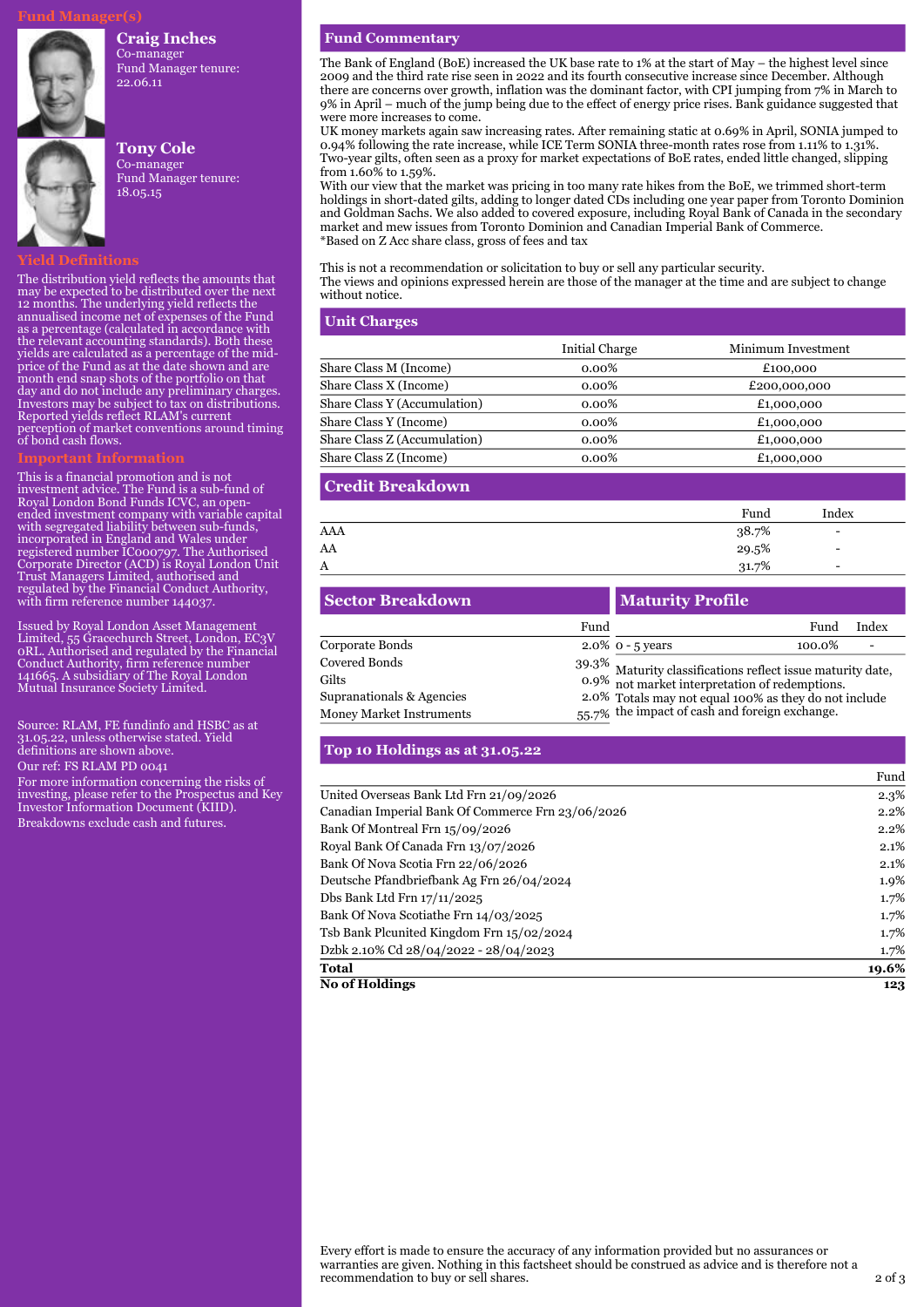## Fund Manager(s)

**Craig Inches**
Co-manager
Fund Manager tenure: 22.06.11

**Tony Cole**
Co-manager
Fund Manager tenure: 18.05.15

## Yield Definitions

The distribution yield reflects the amounts that may be expected to be distributed over the next 12 months. The underlying yield reflects the annualised income net of expenses of the Fund as a percentage (calculated in accordance with the relevant accounting standards). Both these yields are calculated as a percentage of the mid-price of the Fund as at the date shown and are month end snap shots of the portfolio on that day and do not include any preliminary charges. Investors may be subject to tax on distributions. Reported yields reflect RLAM's current perception of market conventions around timing of bond cash flows.

## Important Information

This is a financial promotion and is not investment advice. The Fund is a sub-fund of Royal London Bond Funds ICVC, an open-ended investment company with variable capital with segregated liability between sub-funds, incorporated in England and Wales under registered number IC000797. The Authorised Corporate Director (ACD) is Royal London Unit Trust Managers Limited, authorised and regulated by the Financial Conduct Authority, with firm reference number 144037.

Issued by Royal London Asset Management Limited, 55 Gracechurch Street, London, EC3V 0RL. Authorised and regulated by the Financial Conduct Authority, firm reference number 141665. A subsidiary of The Royal London Mutual Insurance Society Limited.

Source: RLAM, FE fundinfo and HSBC as at 31.05.22, unless otherwise stated. Yield definitions are shown above.

Our ref: FS RLAM PD 0041

For more information concerning the risks of investing, please refer to the Prospectus and Key Investor Information Document (KIID).

Breakdowns exclude cash and futures.

## Fund Commentary

The Bank of England (BoE) increased the UK base rate to 1% at the start of May – the highest level since 2009 and the third rate rise seen in 2022 and its fourth consecutive increase since December. Although there are concerns over growth, inflation was the dominant factor, with CPI jumping from 7% in March to 9% in April – much of the jump being due to the effect of energy price rises. Bank guidance suggested that were more increases to come.

UK money markets again saw increasing rates. After remaining static at 0.69% in April, SONIA jumped to 0.94% following the rate increase, while ICE Term SONIA three-month rates rose from 1.11% to 1.31%. Two-year gilts, often seen as a proxy for market expectations of BoE rates, ended little changed, slipping from 1.60% to 1.59%.

With our view that the market was pricing in too many rate hikes from the BoE, we trimmed short-term holdings in short-dated gilts, adding to longer dated CDs including one year paper from Toronto Dominion and Goldman Sachs. We also added to covered exposure, including Royal Bank of Canada in the secondary market and mew issues from Toronto Dominion and Canadian Imperial Bank of Commerce.

*Based on Z Acc share class, gross of fees and tax

This is not a recommendation or solicitation to buy or sell any particular security.
The views and opinions expressed herein are those of the manager at the time and are subject to change without notice.

## Unit Charges

| | Initial Charge | Minimum Investment |
|---|---|---|
| Share Class M (Income) | 0.00% | £100,000 |
| Share Class X (Income) | 0.00% | £200,000,000 |
| Share Class Y (Accumulation) | 0.00% | £1,000,000 |
| Share Class Y (Income) | 0.00% | £1,000,000 |
| Share Class Z (Accumulation) | 0.00% | £1,000,000 |
| Share Class Z (Income) | 0.00% | £1,000,000 |

## Credit Breakdown

| | Fund | Index |
|---|---|---|
| AAA | 38.7% | - |
| AA | 29.5% | - |
| A | 31.7% | - |

## Sector Breakdown

| | Fund |
|---|---|
| Corporate Bonds | 2.0% |
| Covered Bonds | 39.3% |
| Gilts | 0.9% |
| Supranationals & Agencies | 2.0% |
| Money Market Instruments | 55.7% |

## Maturity Profile

| | Fund | Index |
|---|---|---|
| 0 - 5 years | 100.0% | - |

Maturity classifications reflect issue maturity date, not market interpretation of redemptions.
Totals may not equal 100% as they do not include the impact of cash and foreign exchange.

## Top 10 Holdings as at 31.05.22

| | Fund |
|---|---|
| United Overseas Bank Ltd Frn 21/09/2026 | 2.3% |
| Canadian Imperial Bank Of Commerce Frn 23/06/2026 | 2.2% |
| Bank Of Montreal Frn 15/09/2026 | 2.2% |
| Royal Bank Of Canada Frn 13/07/2026 | 2.1% |
| Bank Of Nova Scotia Frn 22/06/2026 | 2.1% |
| Deutsche Pfandbriefbank Ag Frn 26/04/2024 | 1.9% |
| Dbs Bank Ltd Frn 17/11/2025 | 1.7% |
| Bank Of Nova Scotiathe Frn 14/03/2025 | 1.7% |
| Tsb Bank Plcunited Kingdom Frn 15/02/2024 | 1.7% |
| Dzbk 2.10% Cd 28/04/2022 - 28/04/2023 | 1.7% |
| **Total** | **19.6%** |
| **No of Holdings** | **123** |

Every effort is made to ensure the accuracy of any information provided but no assurances or warranties are given. Nothing in this factsheet should be construed as advice and is therefore not a recommendation to buy or sell shares.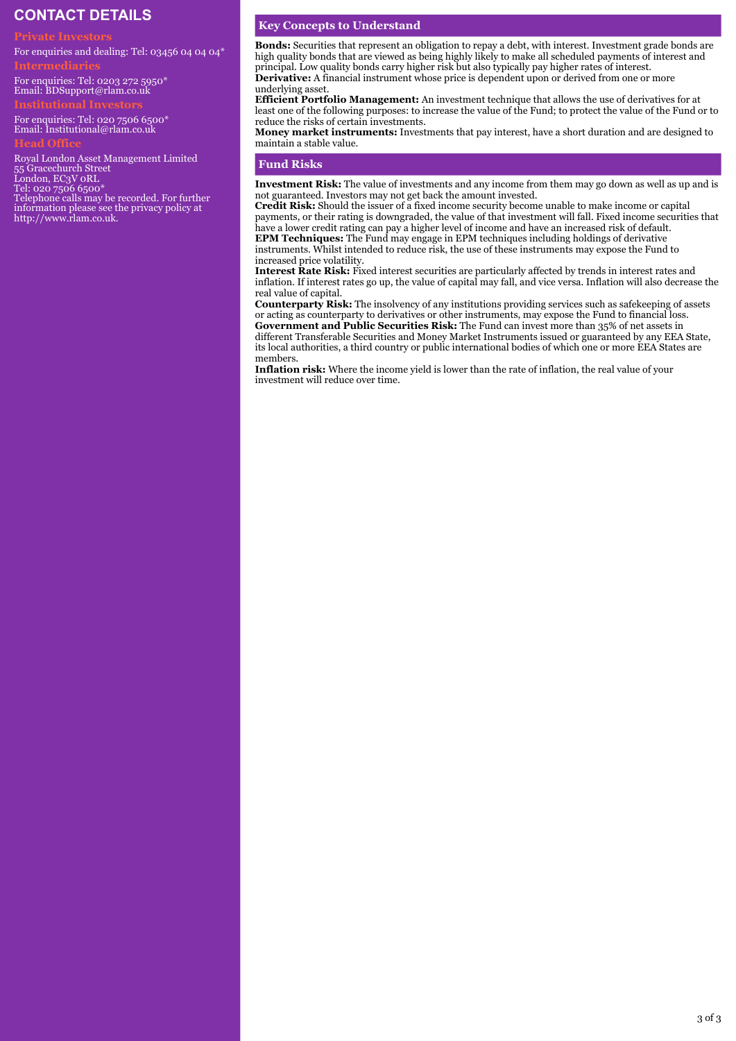## CONTACT DETAILS

### Private Investors

For enquiries and dealing: Tel: 03456 04 04 04*

### Intermediaries

For enquiries: Tel: 0203 272 5950*
Email: BDSupport@rlam.co.uk

### Institutional Investors

For enquiries: Tel: 020 7506 6500*
Email: Institutional@rlam.co.uk

### Head Office

Royal London Asset Management Limited
55 Gracechurch Street
London, EC3V 0RL
Tel: 020 7506 6500*
Telephone calls may be recorded. For further information please see the privacy policy at http://www.rlam.co.uk.

## Key Concepts to Understand

**Bonds:** Securities that represent an obligation to repay a debt, with interest. Investment grade bonds are high quality bonds that are viewed as being highly likely to make all scheduled payments of interest and principal. Low quality bonds carry higher risk but also typically pay higher rates of interest.
**Derivative:** A financial instrument whose price is dependent upon or derived from one or more underlying asset.
**Efficient Portfolio Management:** An investment technique that allows the use of derivatives for at least one of the following purposes: to increase the value of the Fund; to protect the value of the Fund or to reduce the risks of certain investments.
**Money market instruments:** Investments that pay interest, have a short duration and are designed to maintain a stable value.

## Fund Risks

**Investment Risk:** The value of investments and any income from them may go down as well as up and is not guaranteed. Investors may not get back the amount invested.
**Credit Risk:** Should the issuer of a fixed income security become unable to make income or capital payments, or their rating is downgraded, the value of that investment will fall. Fixed income securities that have a lower credit rating can pay a higher level of income and have an increased risk of default.
**EPM Techniques:** The Fund may engage in EPM techniques including holdings of derivative instruments. Whilst intended to reduce risk, the use of these instruments may expose the Fund to increased price volatility.
**Interest Rate Risk:** Fixed interest securities are particularly affected by trends in interest rates and inflation. If interest rates go up, the value of capital may fall, and vice versa. Inflation will also decrease the real value of capital.
**Counterparty Risk:** The insolvency of any institutions providing services such as safekeeping of assets or acting as counterparty to derivatives or other instruments, may expose the Fund to financial loss.
**Government and Public Securities Risk:** The Fund can invest more than 35% of net assets in different Transferable Securities and Money Market Instruments issued or guaranteed by any EEA State, its local authorities, a third country or public international bodies of which one or more EEA States are members.
**Inflation risk:** Where the income yield is lower than the rate of inflation, the real value of your investment will reduce over time.